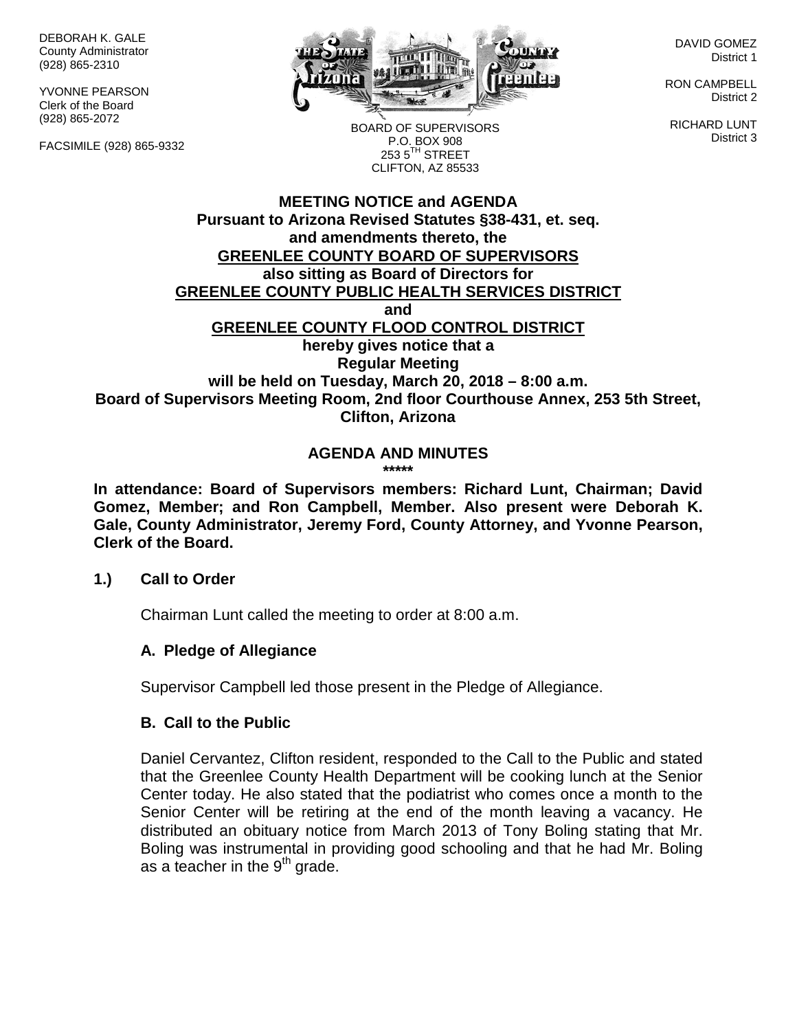DEBORAH K. GALE
County Administrator
(928) 865-2310

YVONNE PEARSON
Clerk of the Board
(928) 865-2072

FACSIMILE (928) 865-9332

BOARD OF SUPERVISORS
P.O. BOX 908
253 5TH STREET
CLIFTON, AZ 85533

DAVID GOMEZ
District 1

RON CAMPBELL
District 2

RICHARD LUNT
District 3

**MEETING NOTICE and AGENDA**
**Pursuant to Arizona Revised Statutes §38-431, et. seq.**
**and amendments thereto, the**
**GREENLEE COUNTY BOARD OF SUPERVISORS**
**also sitting as Board of Directors for**
**GREENLEE COUNTY PUBLIC HEALTH SERVICES DISTRICT**
**and**
**GREENLEE COUNTY FLOOD CONTROL DISTRICT**
**hereby gives notice that a**
**Regular Meeting**
**will be held on Tuesday, March 20, 2018 – 8:00 a.m.**
**Board of Supervisors Meeting Room, 2nd floor Courthouse Annex, 253 5th Street, Clifton, Arizona**

**AGENDA AND MINUTES**
**\*\*\*\*\***

**In attendance: Board of Supervisors members: Richard Lunt, Chairman; David Gomez, Member; and Ron Campbell, Member. Also present were Deborah K. Gale, County Administrator, Jeremy Ford, County Attorney, and Yvonne Pearson, Clerk of the Board.**

**1.) Call to Order**

Chairman Lunt called the meeting to order at 8:00 a.m.

**A. Pledge of Allegiance**

Supervisor Campbell led those present in the Pledge of Allegiance.

**B. Call to the Public**

Daniel Cervantez, Clifton resident, responded to the Call to the Public and stated that the Greenlee County Health Department will be cooking lunch at the Senior Center today. He also stated that the podiatrist who comes once a month to the Senior Center will be retiring at the end of the month leaving a vacancy. He distributed an obituary notice from March 2013 of Tony Boling stating that Mr. Boling was instrumental in providing good schooling and that he had Mr. Boling as a teacher in the 9th grade.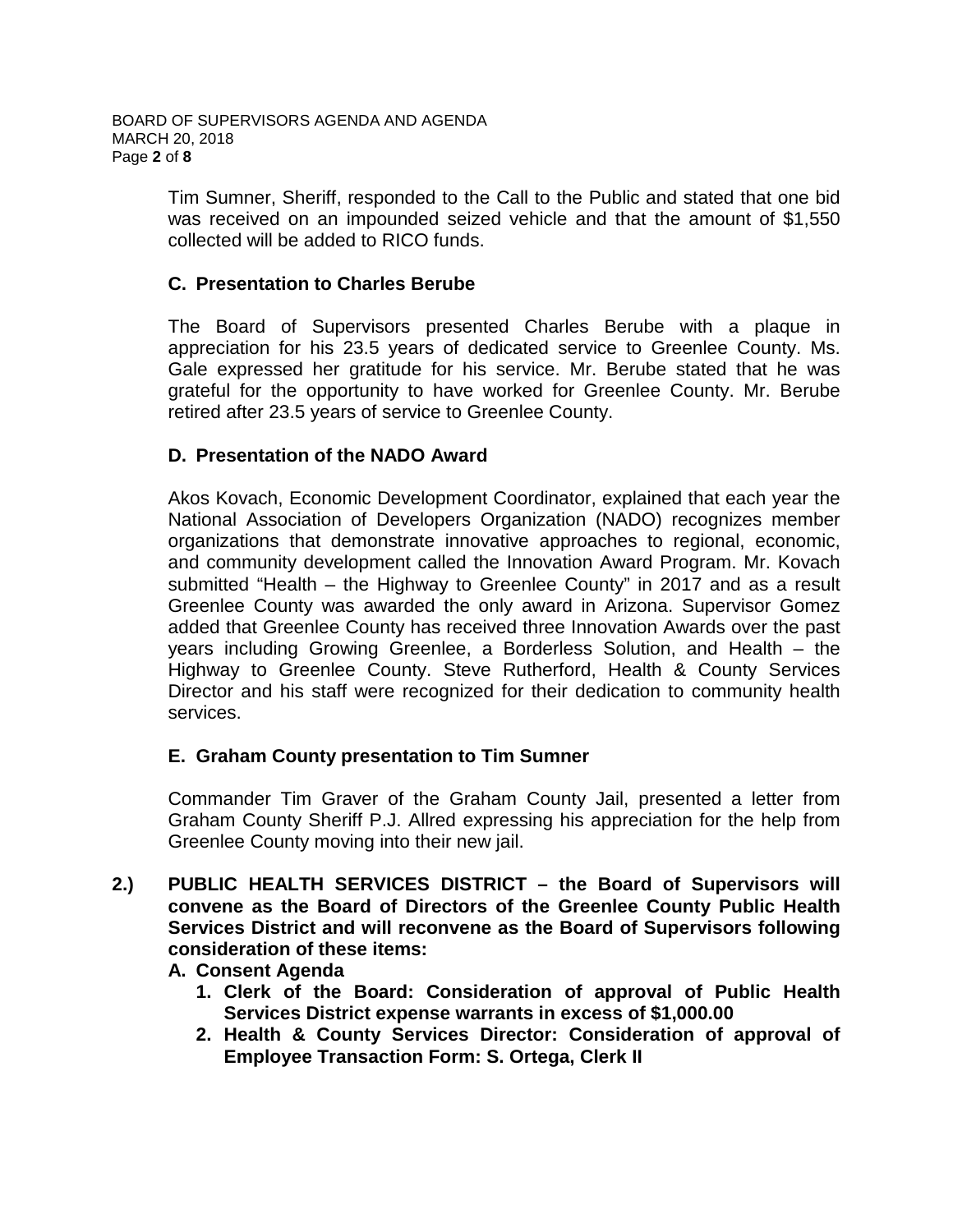Tim Sumner, Sheriff, responded to the Call to the Public and stated that one bid was received on an impounded seized vehicle and that the amount of $1,550 collected will be added to RICO funds.

**C. Presentation to Charles Berube**

The Board of Supervisors presented Charles Berube with a plaque in appreciation for his 23.5 years of dedicated service to Greenlee County. Ms. Gale expressed her gratitude for his service. Mr. Berube stated that he was grateful for the opportunity to have worked for Greenlee County. Mr. Berube retired after 23.5 years of service to Greenlee County.

**D. Presentation of the NADO Award**

Akos Kovach, Economic Development Coordinator, explained that each year the National Association of Developers Organization (NADO) recognizes member organizations that demonstrate innovative approaches to regional, economic, and community development called the Innovation Award Program. Mr. Kovach submitted "Health – the Highway to Greenlee County" in 2017 and as a result Greenlee County was awarded the only award in Arizona. Supervisor Gomez added that Greenlee County has received three Innovation Awards over the past years including Growing Greenlee, a Borderless Solution, and Health – the Highway to Greenlee County. Steve Rutherford, Health & County Services Director and his staff were recognized for their dedication to community health services.

**E. Graham County presentation to Tim Sumner**

Commander Tim Graver of the Graham County Jail, presented a letter from Graham County Sheriff P.J. Allred expressing his appreciation for the help from Greenlee County moving into their new jail.

**2.) PUBLIC HEALTH SERVICES DISTRICT – the Board of Supervisors will convene as the Board of Directors of the Greenlee County Public Health Services District and will reconvene as the Board of Supervisors following consideration of these items:**

**A. Consent Agenda**

1. **Clerk of the Board: Consideration of approval of Public Health Services District expense warrants in excess of $1,000.00**
2. **Health & County Services Director: Consideration of approval of Employee Transaction Form: S. Ortega, Clerk II**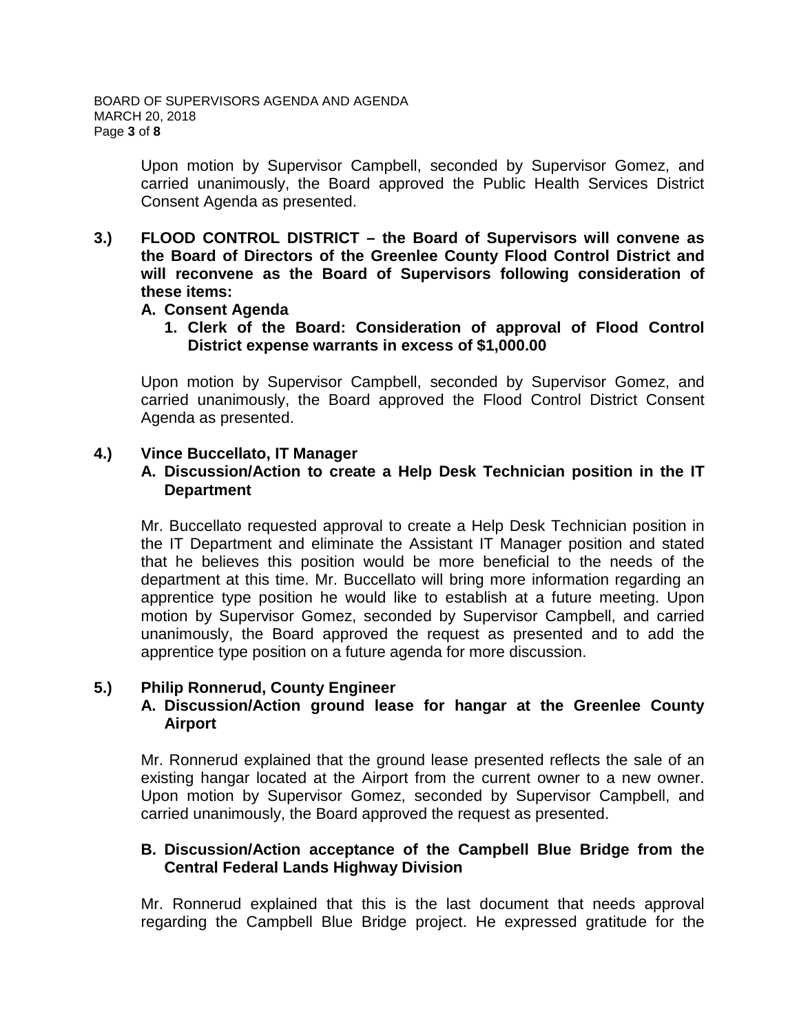Upon motion by Supervisor Campbell, seconded by Supervisor Gomez, and carried unanimously, the Board approved the Public Health Services District Consent Agenda as presented.

**3.) FLOOD CONTROL DISTRICT – the Board of Supervisors will convene as the Board of Directors of the Greenlee County Flood Control District and will reconvene as the Board of Supervisors following consideration of these items:**

**A. Consent Agenda**

**1. Clerk of the Board: Consideration of approval of Flood Control District expense warrants in excess of $1,000.00**

Upon motion by Supervisor Campbell, seconded by Supervisor Gomez, and carried unanimously, the Board approved the Flood Control District Consent Agenda as presented.

**4.) Vince Buccellato, IT Manager**

**A. Discussion/Action to create a Help Desk Technician position in the IT Department**

Mr. Buccellato requested approval to create a Help Desk Technician position in the IT Department and eliminate the Assistant IT Manager position and stated that he believes this position would be more beneficial to the needs of the department at this time. Mr. Buccellato will bring more information regarding an apprentice type position he would like to establish at a future meeting. Upon motion by Supervisor Gomez, seconded by Supervisor Campbell, and carried unanimously, the Board approved the request as presented and to add the apprentice type position on a future agenda for more discussion.

**5.) Philip Ronnerud, County Engineer**

**A. Discussion/Action ground lease for hangar at the Greenlee County Airport**

Mr. Ronnerud explained that the ground lease presented reflects the sale of an existing hangar located at the Airport from the current owner to a new owner. Upon motion by Supervisor Gomez, seconded by Supervisor Campbell, and carried unanimously, the Board approved the request as presented.

**B. Discussion/Action acceptance of the Campbell Blue Bridge from the Central Federal Lands Highway Division**

Mr. Ronnerud explained that this is the last document that needs approval regarding the Campbell Blue Bridge project. He expressed gratitude for the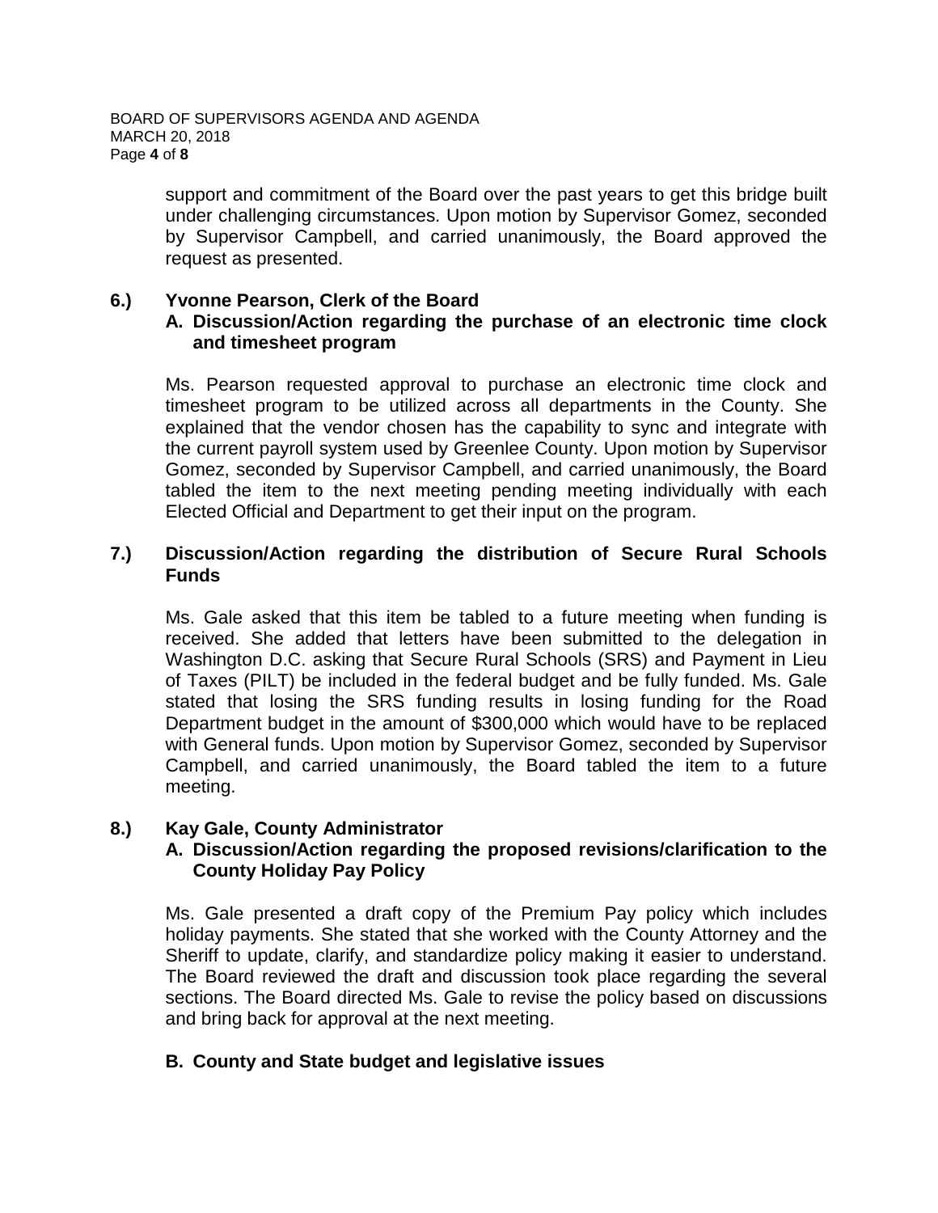support and commitment of the Board over the past years to get this bridge built under challenging circumstances. Upon motion by Supervisor Gomez, seconded by Supervisor Campbell, and carried unanimously, the Board approved the request as presented.

**6.) Yvonne Pearson, Clerk of the Board**

**A. Discussion/Action regarding the purchase of an electronic time clock and timesheet program**

Ms. Pearson requested approval to purchase an electronic time clock and timesheet program to be utilized across all departments in the County. She explained that the vendor chosen has the capability to sync and integrate with the current payroll system used by Greenlee County. Upon motion by Supervisor Gomez, seconded by Supervisor Campbell, and carried unanimously, the Board tabled the item to the next meeting pending meeting individually with each Elected Official and Department to get their input on the program.

**7.) Discussion/Action regarding the distribution of Secure Rural Schools Funds**

Ms. Gale asked that this item be tabled to a future meeting when funding is received. She added that letters have been submitted to the delegation in Washington D.C. asking that Secure Rural Schools (SRS) and Payment in Lieu of Taxes (PILT) be included in the federal budget and be fully funded. Ms. Gale stated that losing the SRS funding results in losing funding for the Road Department budget in the amount of $300,000 which would have to be replaced with General funds. Upon motion by Supervisor Gomez, seconded by Supervisor Campbell, and carried unanimously, the Board tabled the item to a future meeting.

**8.) Kay Gale, County Administrator**

**A. Discussion/Action regarding the proposed revisions/clarification to the County Holiday Pay Policy**

Ms. Gale presented a draft copy of the Premium Pay policy which includes holiday payments. She stated that she worked with the County Attorney and the Sheriff to update, clarify, and standardize policy making it easier to understand. The Board reviewed the draft and discussion took place regarding the several sections. The Board directed Ms. Gale to revise the policy based on discussions and bring back for approval at the next meeting.

**B. County and State budget and legislative issues**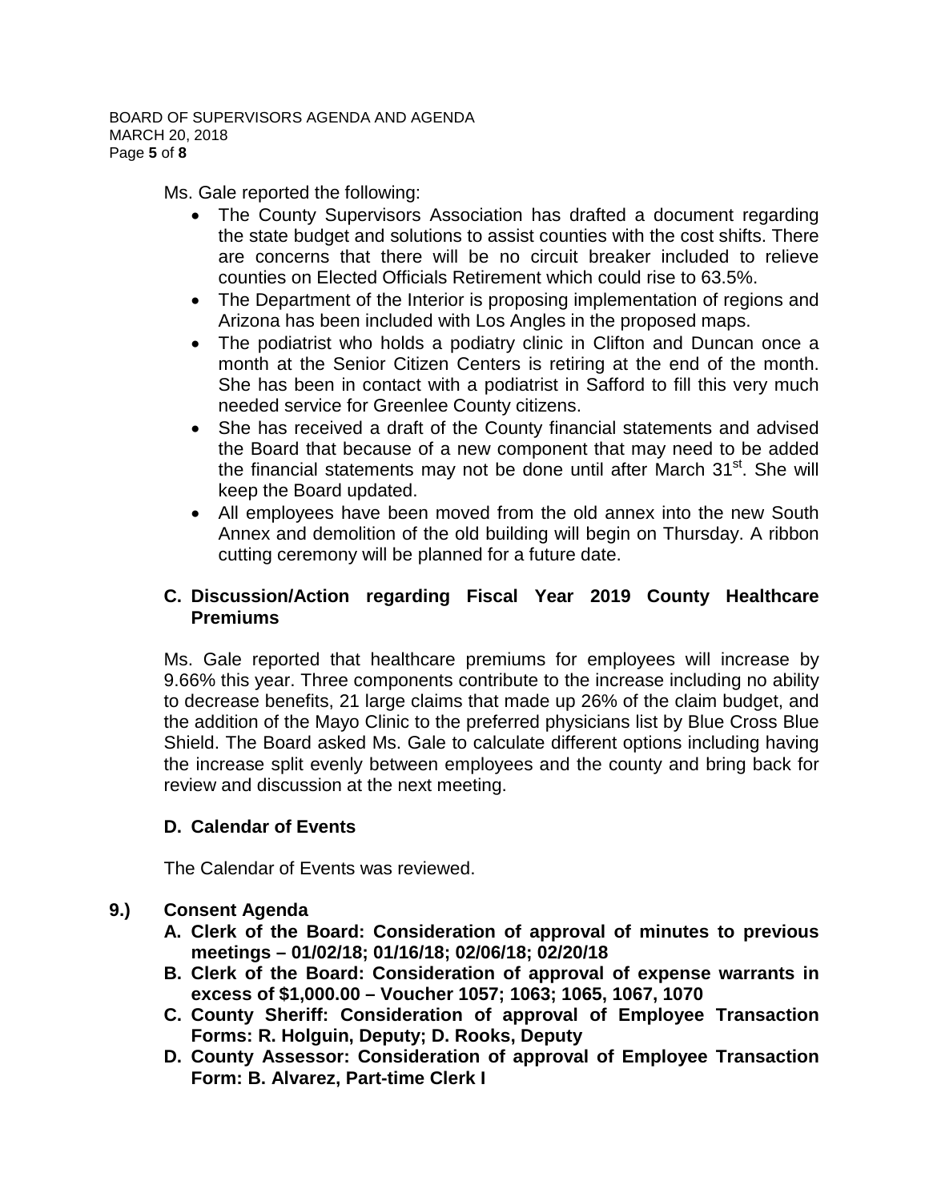Ms. Gale reported the following:

- The County Supervisors Association has drafted a document regarding the state budget and solutions to assist counties with the cost shifts. There are concerns that there will be no circuit breaker included to relieve counties on Elected Officials Retirement which could rise to 63.5%.
- The Department of the Interior is proposing implementation of regions and Arizona has been included with Los Angles in the proposed maps.
- The podiatrist who holds a podiatry clinic in Clifton and Duncan once a month at the Senior Citizen Centers is retiring at the end of the month. She has been in contact with a podiatrist in Safford to fill this very much needed service for Greenlee County citizens.
- She has received a draft of the County financial statements and advised the Board that because of a new component that may need to be added the financial statements may not be done until after March 31st. She will keep the Board updated.
- All employees have been moved from the old annex into the new South Annex and demolition of the old building will begin on Thursday. A ribbon cutting ceremony will be planned for a future date.

**C. Discussion/Action regarding Fiscal Year 2019 County Healthcare Premiums**

Ms. Gale reported that healthcare premiums for employees will increase by 9.66% this year. Three components contribute to the increase including no ability to decrease benefits, 21 large claims that made up 26% of the claim budget, and the addition of the Mayo Clinic to the preferred physicians list by Blue Cross Blue Shield. The Board asked Ms. Gale to calculate different options including having the increase split evenly between employees and the county and bring back for review and discussion at the next meeting.

**D. Calendar of Events**

The Calendar of Events was reviewed.

**9.) Consent Agenda**

**A. Clerk of the Board: Consideration of approval of minutes to previous meetings – 01/02/18; 01/16/18; 02/06/18; 02/20/18**

**B. Clerk of the Board: Consideration of approval of expense warrants in excess of $1,000.00 – Voucher 1057; 1063; 1065, 1067, 1070**

**C. County Sheriff: Consideration of approval of Employee Transaction Forms: R. Holguin, Deputy; D. Rooks, Deputy**

**D. County Assessor: Consideration of approval of Employee Transaction Form: B. Alvarez, Part-time Clerk I**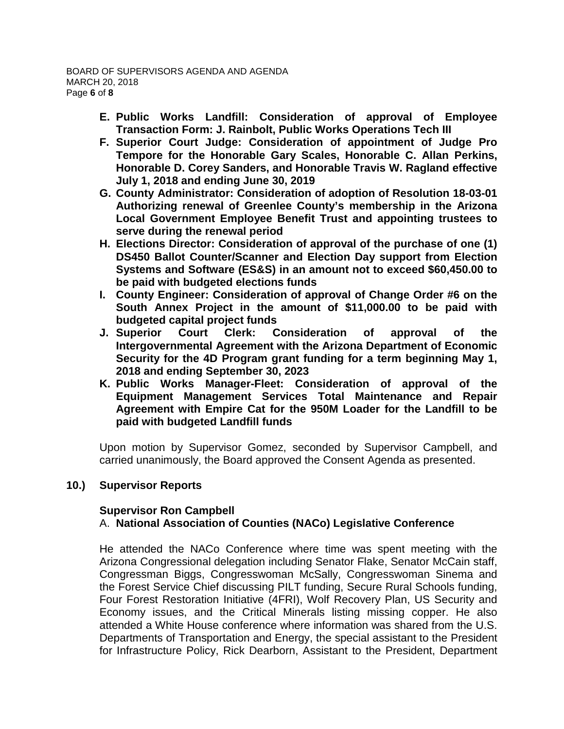- **E. Public Works Landfill: Consideration of approval of Employee Transaction Form: J. Rainbolt, Public Works Operations Tech III**
- **F. Superior Court Judge: Consideration of appointment of Judge Pro Tempore for the Honorable Gary Scales, Honorable C. Allan Perkins, Honorable D. Corey Sanders, and Honorable Travis W. Ragland effective July 1, 2018 and ending June 30, 2019**
- **G. County Administrator: Consideration of adoption of Resolution 18-03-01 Authorizing renewal of Greenlee County's membership in the Arizona Local Government Employee Benefit Trust and appointing trustees to serve during the renewal period**
- **H. Elections Director: Consideration of approval of the purchase of one (1) DS450 Ballot Counter/Scanner and Election Day support from Election Systems and Software (ES&S) in an amount not to exceed $60,450.00 to be paid with budgeted elections funds**
- **I. County Engineer: Consideration of approval of Change Order #6 on the South Annex Project in the amount of $11,000.00 to be paid with budgeted capital project funds**
- **J. Superior Court Clerk: Consideration of approval of the Intergovernmental Agreement with the Arizona Department of Economic Security for the 4D Program grant funding for a term beginning May 1, 2018 and ending September 30, 2023**
- **K. Public Works Manager-Fleet: Consideration of approval of the Equipment Management Services Total Maintenance and Repair Agreement with Empire Cat for the 950M Loader for the Landfill to be paid with budgeted Landfill funds**

Upon motion by Supervisor Gomez, seconded by Supervisor Campbell, and carried unanimously, the Board approved the Consent Agenda as presented.

**10.) Supervisor Reports**

**Supervisor Ron Campbell**

A. **National Association of Counties (NACo) Legislative Conference**

He attended the NACo Conference where time was spent meeting with the Arizona Congressional delegation including Senator Flake, Senator McCain staff, Congressman Biggs, Congresswoman McSally, Congresswoman Sinema and the Forest Service Chief discussing PILT funding, Secure Rural Schools funding, Four Forest Restoration Initiative (4FRI), Wolf Recovery Plan, US Security and Economy issues, and the Critical Minerals listing missing copper. He also attended a White House conference where information was shared from the U.S. Departments of Transportation and Energy, the special assistant to the President for Infrastructure Policy, Rick Dearborn, Assistant to the President, Department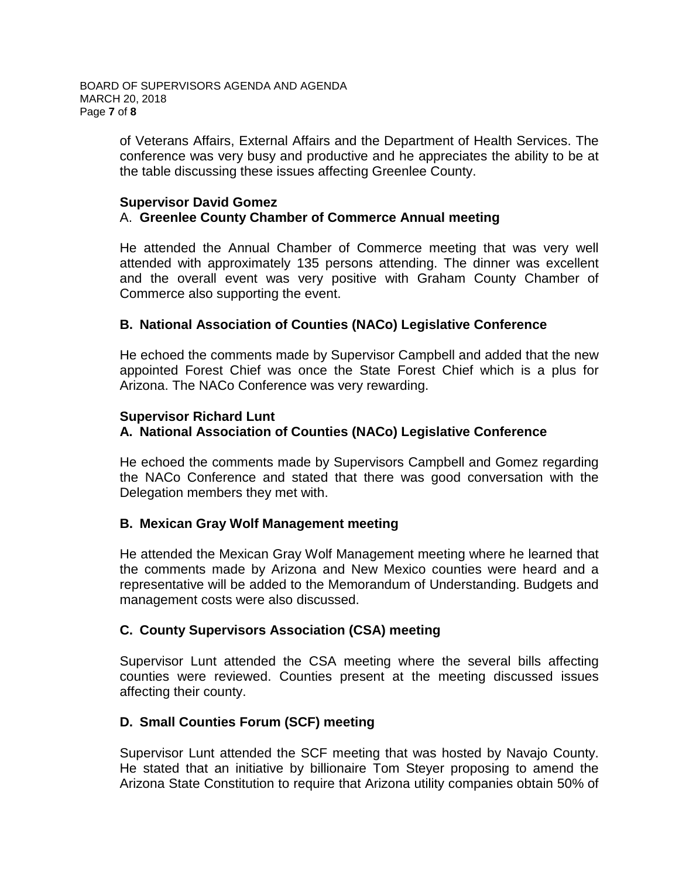of Veterans Affairs, External Affairs and the Department of Health Services. The conference was very busy and productive and he appreciates the ability to be at the table discussing these issues affecting Greenlee County.

**Supervisor David Gomez**

A. **Greenlee County Chamber of Commerce Annual meeting**

He attended the Annual Chamber of Commerce meeting that was very well attended with approximately 135 persons attending. The dinner was excellent and the overall event was very positive with Graham County Chamber of Commerce also supporting the event.

**B. National Association of Counties (NACo) Legislative Conference**

He echoed the comments made by Supervisor Campbell and added that the new appointed Forest Chief was once the State Forest Chief which is a plus for Arizona. The NACo Conference was very rewarding.

**Supervisor Richard Lunt**

**A. National Association of Counties (NACo) Legislative Conference**

He echoed the comments made by Supervisors Campbell and Gomez regarding the NACo Conference and stated that there was good conversation with the Delegation members they met with.

**B. Mexican Gray Wolf Management meeting**

He attended the Mexican Gray Wolf Management meeting where he learned that the comments made by Arizona and New Mexico counties were heard and a representative will be added to the Memorandum of Understanding. Budgets and management costs were also discussed.

**C. County Supervisors Association (CSA) meeting**

Supervisor Lunt attended the CSA meeting where the several bills affecting counties were reviewed. Counties present at the meeting discussed issues affecting their county.

**D. Small Counties Forum (SCF) meeting**

Supervisor Lunt attended the SCF meeting that was hosted by Navajo County. He stated that an initiative by billionaire Tom Steyer proposing to amend the Arizona State Constitution to require that Arizona utility companies obtain 50% of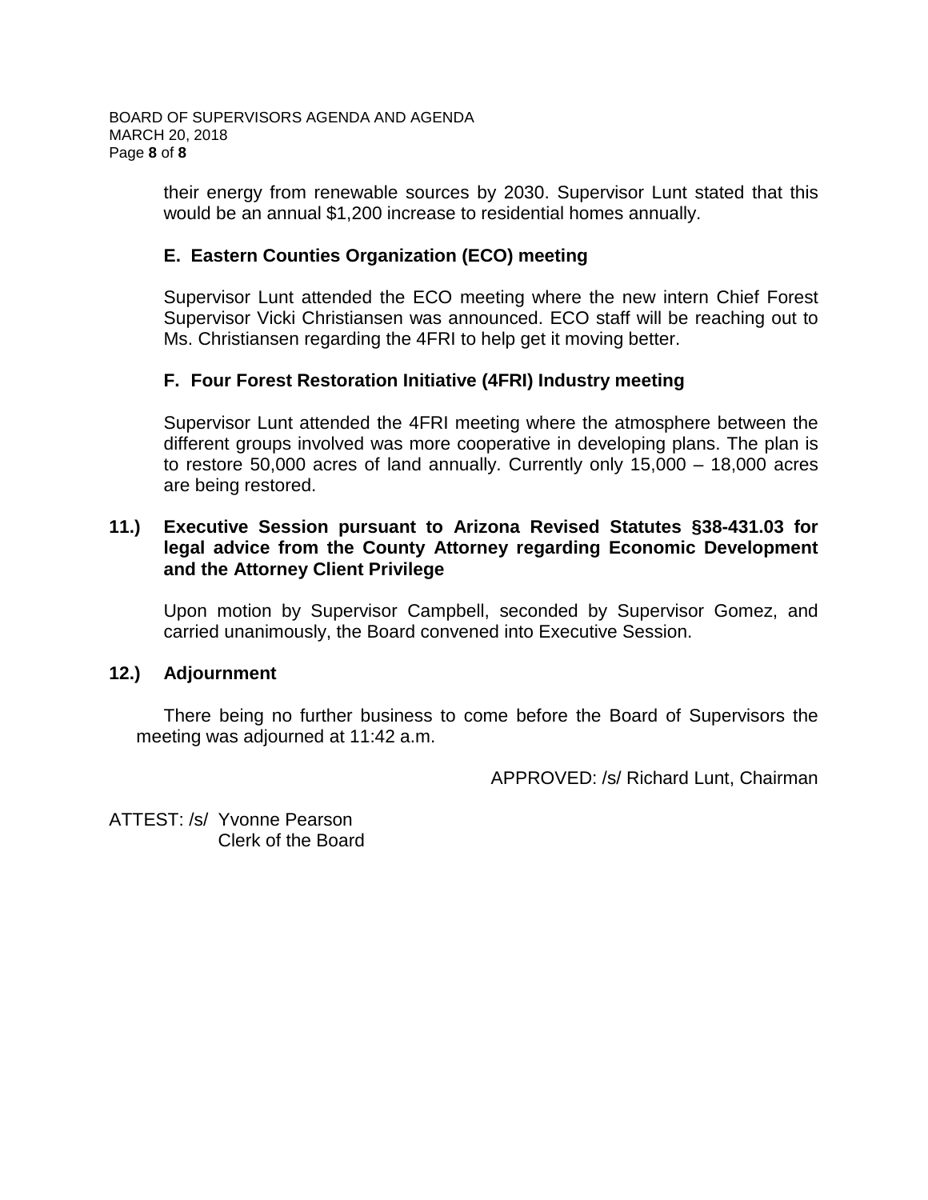their energy from renewable sources by 2030. Supervisor Lunt stated that this would be an annual $1,200 increase to residential homes annually.

**E. Eastern Counties Organization (ECO) meeting**

Supervisor Lunt attended the ECO meeting where the new intern Chief Forest Supervisor Vicki Christiansen was announced. ECO staff will be reaching out to Ms. Christiansen regarding the 4FRI to help get it moving better.

**F. Four Forest Restoration Initiative (4FRI) Industry meeting**

Supervisor Lunt attended the 4FRI meeting where the atmosphere between the different groups involved was more cooperative in developing plans. The plan is to restore 50,000 acres of land annually. Currently only 15,000 – 18,000 acres are being restored.

**11.) Executive Session pursuant to Arizona Revised Statutes §38-431.03 for legal advice from the County Attorney regarding Economic Development and the Attorney Client Privilege**

Upon motion by Supervisor Campbell, seconded by Supervisor Gomez, and carried unanimously, the Board convened into Executive Session.

**12.) Adjournment**

There being no further business to come before the Board of Supervisors the meeting was adjourned at 11:42 a.m.

APPROVED: /s/ Richard Lunt, Chairman

ATTEST: /s/ Yvonne Pearson
Clerk of the Board